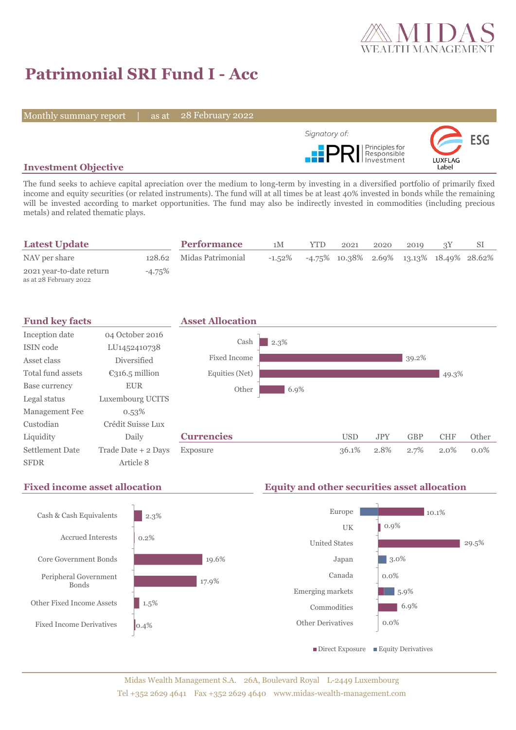# Patrimonial SRI Fund I - Acc

Monthly summary report | as at 28 February 2022

Signatory of: PRI Principles for Responsible Investment

LUXFLAG Label ESG

## Investment Objective

The fund seeks to achieve capital apreciation over the medium to long-term by investing in a diversified portfolio of primarily fixed income and equity securities (or related instruments). The fund will at all times be at least 40% invested in bonds while the remaining will be invested according to market opportunities. The fund may also be indirectly invested in commodities (including precious metals) and related thematic plays.

## Latest Update

| | |
|---|---|
| NAV per share | 128.62 |
| 2021 year-to-date return<br>as at 28 February 2022 | -4.75% |

## Performance

| | 1M | YTD | 2021 | 2020 | 2019 | 3Y | SI |
|---|---|---|---|---|---|---|---|
| Midas Patrimonial | -1.52% | -4.75% | 10.38% | 2.69% | 13.13% | 18.49% | 28.62% |

## Fund key facts

| | |
|---|---|
| Inception date | 04 October 2016 |
| ISIN code | LU1452410738 |
| Asset class | Diversified |
| Total fund assets | €316.5 million |
| Base currency | EUR |
| Legal status | Luxembourg UCITS |
| Management Fee | 0.53% |
| Custodian | Crédit Suisse Lux |
| Liquidity | Daily |
| Settlement Date | Trade Date + 2 Days |
| SFDR | Article 8 |

## Asset Allocation

| | |
|---|---|
| Cash | 2.3% |
| Fixed Income | 39.2% |
| Equities (Net) | 49.3% |
| Other | 6.9% |

## Currencies

| | USD | JPY | GBP | CHF | Other |
|---|---|---|---|---|---|
| Exposure | 36.1% | 2.8% | 2.7% | 2.0% | 0.0% |

## Fixed income asset allocation

| | |
|---|---|
| Cash & Cash Equivalents | 2.3% |
| Accrued Interests | 0.2% |
| Core Government Bonds | 19.6% |
| Peripheral Government Bonds | 17.9% |
| Other Fixed Income Assets | 1.5% |
| Fixed Income Derivatives | 0.4% |

## Equity and other securities asset allocation

| | |
|---|---|
| Europe | 10.1% |
| UK | 0.9% |
| United States | 29.5% |
| Japan | 3.0% |
| Canada | 0.0% |
| Emerging markets | 5.9% |
| Commodities | 6.9% |
| Other Derivatives | 0.0% |

■ Direct Exposure ■ Equity Derivatives

Midas Wealth Management S.A. 26A, Boulevard Royal L-2449 Luxembourg
Tel +352 2629 4641 Fax +352 2629 4640 www.midas-wealth-management.com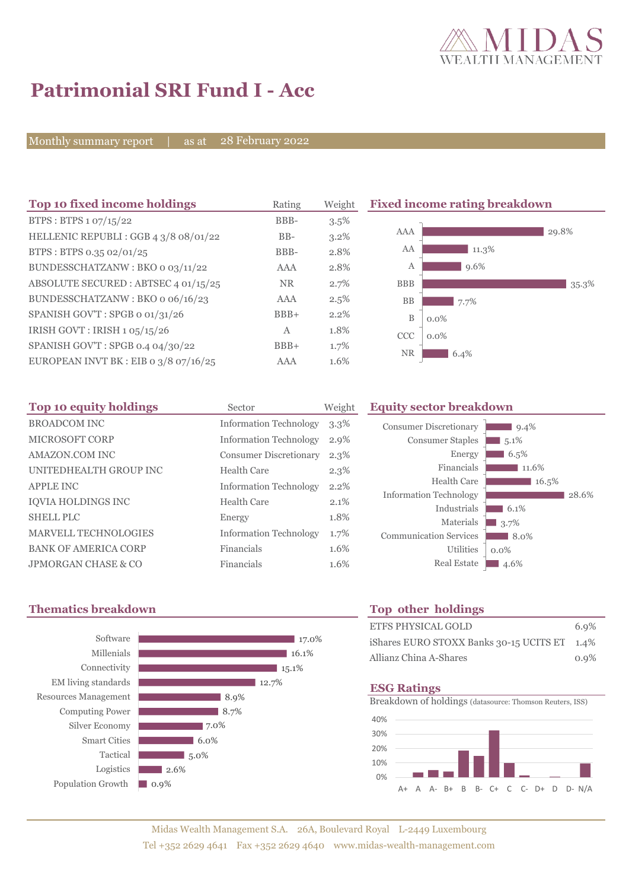# Patrimonial SRI Fund I - Acc

Monthly summary report | as at 28 February 2022

## Top 10 fixed income holdings

| Top 10 fixed income holdings | Rating | Weight |
|---|---|---|
| BTPS : BTPS 1 07/15/22 | BBB- | 3.5% |
| HELLENIC REPUBLI : GGB 4 3/8 08/01/22 | BB- | 3.2% |
| BTPS : BTPS 0.35 02/01/25 | BBB- | 2.8% |
| BUNDESSCHATZANW : BKO 0 03/11/22 | AAA | 2.8% |
| ABSOLUTE SECURED : ABTSEC 4 01/15/25 | NR | 2.7% |
| BUNDESSCHATZANW : BKO 0 06/16/23 | AAA | 2.5% |
| SPANISH GOV'T : SPGB 0 01/31/26 | BBB+ | 2.2% |
| IRISH GOVT : IRISH 1 05/15/26 | A | 1.8% |
| SPANISH GOV'T : SPGB 0.4 04/30/22 | BBB+ | 1.7% |
| EUROPEAN INVT BK : EIB 0 3/8 07/16/25 | AAA | 1.6% |

## Fixed income rating breakdown

| Rating | Weight |
|---|---|
| AAA | 29.8% |
| AA | 11.3% |
| A | 9.6% |
| BBB | 35.3% |
| BB | 7.7% |
| B | 0.0% |
| CCC | 0.0% |
| NR | 6.4% |

## Top 10 equity holdings

| Top 10 equity holdings | Sector | Weight |
|---|---|---|
| BROADCOM INC | Information Technology | 3.3% |
| MICROSOFT CORP | Information Technology | 2.9% |
| AMAZON.COM INC | Consumer Discretionary | 2.3% |
| UNITEDHEALTH GROUP INC | Health Care | 2.3% |
| APPLE INC | Information Technology | 2.2% |
| IQVIA HOLDINGS INC | Health Care | 2.1% |
| SHELL PLC | Energy | 1.8% |
| MARVELL TECHNOLOGIES | Information Technology | 1.7% |
| BANK OF AMERICA CORP | Financials | 1.6% |
| JPMORGAN CHASE & CO | Financials | 1.6% |

## Equity sector breakdown

| Sector | Weight |
|---|---|
| Consumer Discretionary | 9.4% |
| Consumer Staples | 5.1% |
| Energy | 6.5% |
| Financials | 11.6% |
| Health Care | 16.5% |
| Information Technology | 28.6% |
| Industrials | 6.1% |
| Materials | 3.7% |
| Communication Services | 8.0% |
| Utilities | 0.0% |
| Real Estate | 4.6% |

## Thematics breakdown

| Thematic | Weight |
|---|---|
| Software | 17.0% |
| Millenials | 16.1% |
| Connectivity | 15.1% |
| EM living standards | 12.7% |
| Resources Management | 8.9% |
| Computing Power | 8.7% |
| Silver Economy | 7.0% |
| Smart Cities | 6.0% |
| Tactical | 5.0% |
| Logistics | 2.6% |
| Population Growth | 0.9% |

## Top other holdings

| Holding | Weight |
|---|---|
| ETFS PHYSICAL GOLD | 6.9% |
| iShares EURO STOXX Banks 30-15 UCITS ET | 1.4% |
| Allianz China A-Shares | 0.9% |

## ESG Ratings

Breakdown of holdings (datasource: Thomson Reuters, ISS)

Rating categories: A+, A, A-, B+, B, B-, C+, C, C-, D+, D, D-, N/A (scale 0%–40%)

Midas Wealth Management S.A. 26A, Boulevard Royal L-2449 Luxembourg
Tel +352 2629 4641 Fax +352 2629 4640 www.midas-wealth-management.com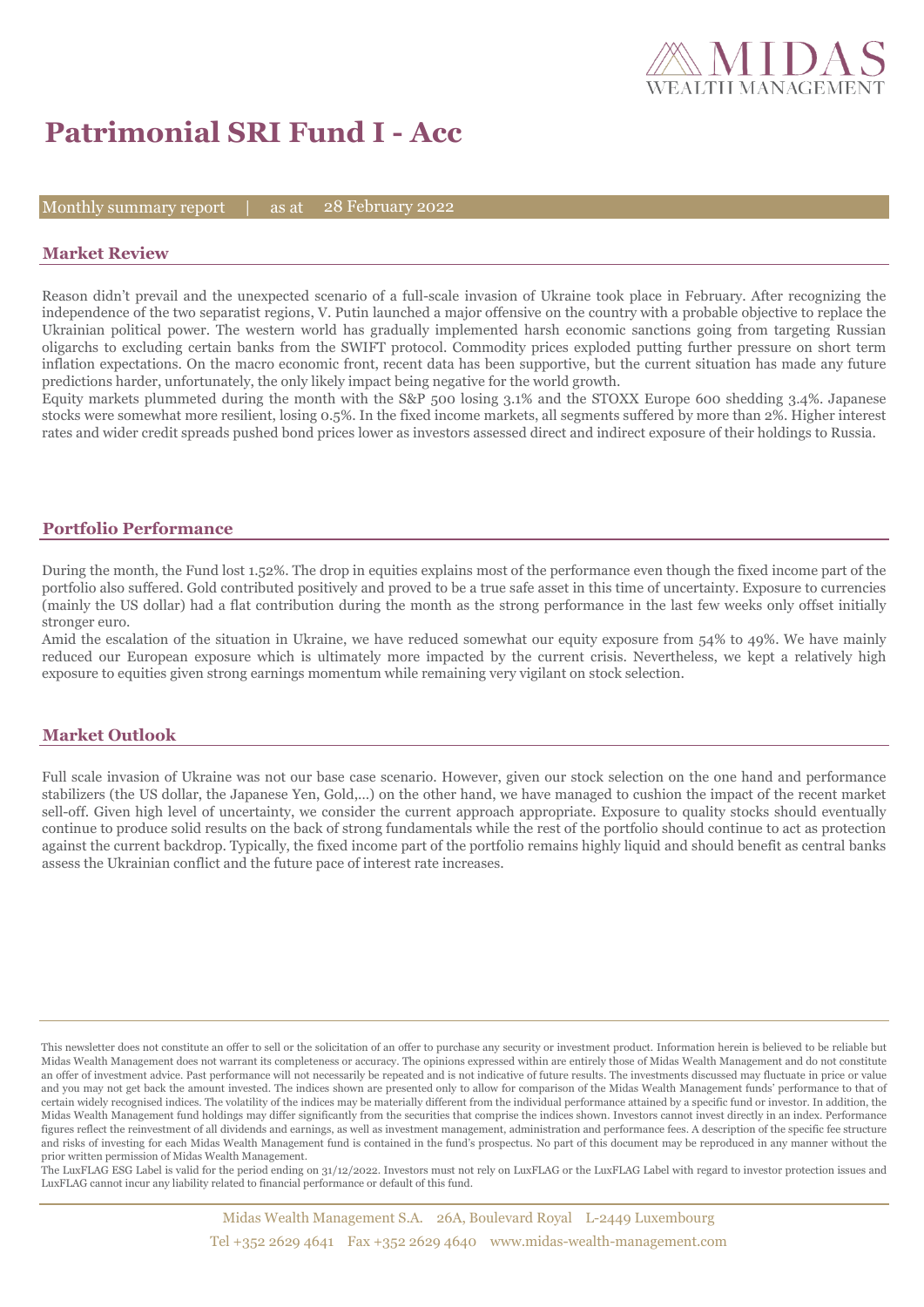# Patrimonial SRI Fund I - Acc

Monthly summary report | as at 28 February 2022

## Market Review

Reason didn't prevail and the unexpected scenario of a full-scale invasion of Ukraine took place in February. After recognizing the independence of the two separatist regions, V. Putin launched a major offensive on the country with a probable objective to replace the Ukrainian political power. The western world has gradually implemented harsh economic sanctions going from targeting Russian oligarchs to excluding certain banks from the SWIFT protocol. Commodity prices exploded putting further pressure on short term inflation expectations. On the macro economic front, recent data has been supportive, but the current situation has made any future predictions harder, unfortunately, the only likely impact being negative for the world growth.
Equity markets plummeted during the month with the S&P 500 losing 3.1% and the STOXX Europe 600 shedding 3.4%. Japanese stocks were somewhat more resilient, losing 0.5%. In the fixed income markets, all segments suffered by more than 2%. Higher interest rates and wider credit spreads pushed bond prices lower as investors assessed direct and indirect exposure of their holdings to Russia.

## Portfolio Performance

During the month, the Fund lost 1.52%. The drop in equities explains most of the performance even though the fixed income part of the portfolio also suffered. Gold contributed positively and proved to be a true safe asset in this time of uncertainty. Exposure to currencies (mainly the US dollar) had a flat contribution during the month as the strong performance in the last few weeks only offset initially stronger euro.
Amid the escalation of the situation in Ukraine, we have reduced somewhat our equity exposure from 54% to 49%. We have mainly reduced our European exposure which is ultimately more impacted by the current crisis. Nevertheless, we kept a relatively high exposure to equities given strong earnings momentum while remaining very vigilant on stock selection.

## Market Outlook

Full scale invasion of Ukraine was not our base case scenario. However, given our stock selection on the one hand and performance stabilizers (the US dollar, the Japanese Yen, Gold,…) on the other hand, we have managed to cushion the impact of the recent market sell-off. Given high level of uncertainty, we consider the current approach appropriate. Exposure to quality stocks should eventually continue to produce solid results on the back of strong fundamentals while the rest of the portfolio should continue to act as protection against the current backdrop. Typically, the fixed income part of the portfolio remains highly liquid and should benefit as central banks assess the Ukrainian conflict and the future pace of interest rate increases.

This newsletter does not constitute an offer to sell or the solicitation of an offer to purchase any security or investment product. Information herein is believed to be reliable but Midas Wealth Management does not warrant its completeness or accuracy. The opinions expressed within are entirely those of Midas Wealth Management and do not constitute an offer of investment advice. Past performance will not necessarily be repeated and is not indicative of future results. The investments discussed may fluctuate in price or value and you may not get back the amount invested. The indices shown are presented only to allow for comparison of the Midas Wealth Management funds' performance to that of certain widely recognised indices. The volatility of the indices may be materially different from the individual performance attained by a specific fund or investor. In addition, the Midas Wealth Management fund holdings may differ significantly from the securities that comprise the indices shown. Investors cannot invest directly in an index. Performance figures reflect the reinvestment of all dividends and earnings, as well as investment management, administration and performance fees. A description of the specific fee structure and risks of investing for each Midas Wealth Management fund is contained in the fund's prospectus. No part of this document may be reproduced in any manner without the prior written permission of Midas Wealth Management.
The LuxFLAG ESG Label is valid for the period ending on 31/12/2022. Investors must not rely on LuxFLAG or the LuxFLAG Label with regard to investor protection issues and LuxFLAG cannot incur any liability related to financial performance or default of this fund.

Midas Wealth Management S.A. 26A, Boulevard Royal L-2449 Luxembourg
Tel +352 2629 4641 Fax +352 2629 4640 www.midas-wealth-management.com